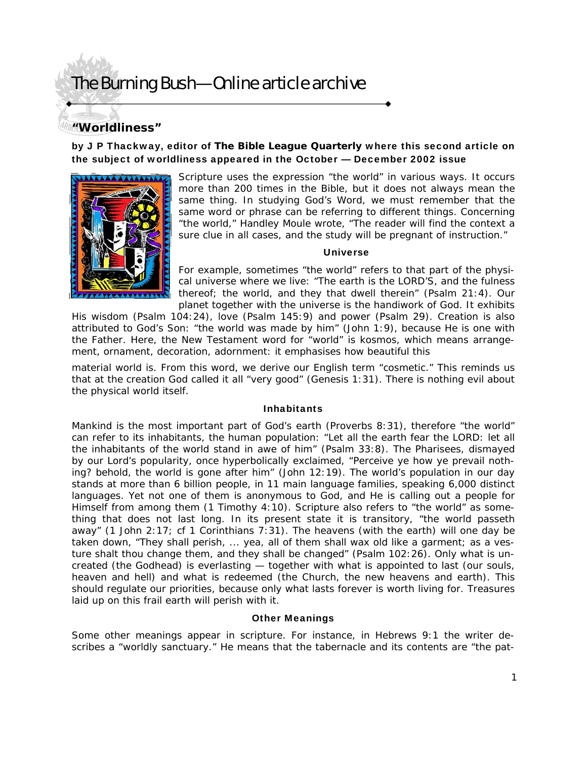# The Burning Bush—Online article archive

## "Worldliness"

**by J P Thackway, editor of The Bible League Quarterly where this second article on the subject of worldliness appeared in the October — December 2002 issue**

Scripture uses the expression "the world" in various ways. It occurs more than 200 times in the Bible, but it does not always mean the same thing. In studying God's Word, we must remember that the same word or phrase can be referring to different things. Concerning "the world," Handley Moule wrote, "The reader will find the context a sure clue in all cases, and the study will be pregnant of instruction."

### Universe

For example, sometimes "the world" refers to that part of the physical universe where we live: "The earth is the LORD'S, and the fulness thereof; the world, and they that dwell therein" (Psalm 21:4). Our planet together with the universe is the handiwork of God. It exhibits His wisdom (Psalm 104:24), love (Psalm 145:9) and power (Psalm 29). Creation is also attributed to God's Son: "the world was made by him" (John 1:9), because He is one with the Father. Here, the New Testament word for "world" is kosmos, which means arrangement, ornament, decoration, adornment: it emphasises how beautiful this material world is. From this word, we derive our English term "cosmetic." This reminds us that at the creation God called it all "very good" (Genesis 1:31). There is nothing evil about the physical world itself.

### Inhabitants

Mankind is the most important part of God's earth (Proverbs 8:31), therefore "the world" can refer to its inhabitants, the human population: "Let all the earth fear the LORD: let all the inhabitants of the world stand in awe of him" (Psalm 33:8). The Pharisees, dismayed by our Lord's popularity, once hyperbolically exclaimed, "Perceive ye how ye prevail nothing? behold, the world is gone after him" (John 12:19). The world's population in our day stands at more than 6 billion people, in 11 main language families, speaking 6,000 distinct languages. Yet not one of them is anonymous to God, and He is calling out a people for Himself from among them (1 Timothy 4:10). Scripture also refers to "the world" as something that does not last long. In its present state it is transitory, "the world passeth away" (1 John 2:17; cf 1 Corinthians 7:31). The heavens (with the earth) will one day be taken down, "They shall perish, ... yea, all of them shall wax old like a garment; as a vesture shalt thou change them, and they shall be changed" (Psalm 102:26). Only what is uncreated (the Godhead) is everlasting — together with what is appointed to last (our souls, heaven and hell) and what is redeemed (the Church, the new heavens and earth). This should regulate our priorities, because only what lasts forever is worth living for. Treasures laid up on this frail earth will perish with it.

### Other Meanings

Some other meanings appear in scripture. For instance, in Hebrews 9:1 the writer describes a "worldly sanctuary." He means that the tabernacle and its contents are "the pat-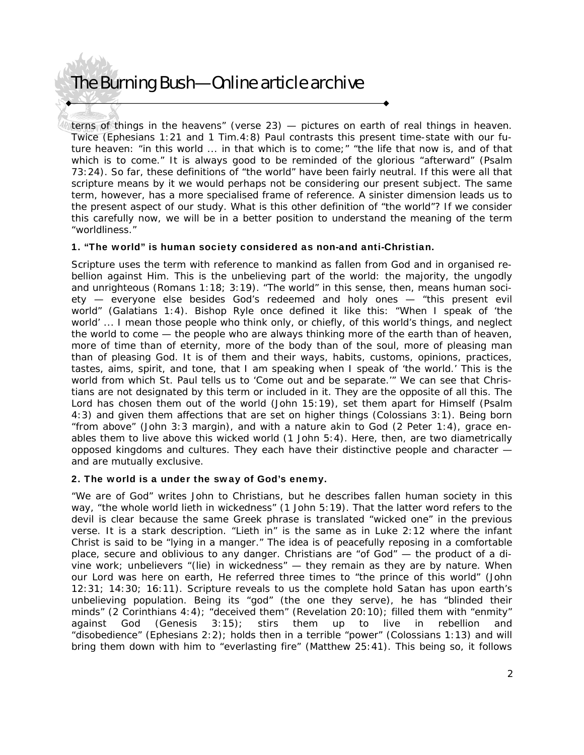terns of things in the heavens" (verse 23) — pictures on earth of real things in heaven. Twice (Ephesians 1:21 and 1 Tim.4:8) Paul contrasts this present time-state with our future heaven: "in this world ... in that which is to come;" "the life that now is, and of that which is to come." It is always good to be reminded of the glorious "afterward" (Psalm 73:24). So far, these definitions of "the world" have been fairly neutral. If this were all that scripture means by it we would perhaps not be considering our present subject. The same term, however, has a more specialised frame of reference. A sinister dimension leads us to the present aspect of our study. What is this other definition of "the world"? If we consider this carefully now, we will be in a better position to understand the meaning of the term "worldliness."

**1. "The world" is human society considered as non-and anti-Christian.**

Scripture uses the term with reference to mankind as fallen from God and in organised rebellion against Him. This is the unbelieving part of the world: the majority, the ungodly and unrighteous (Romans 1:18; 3:19). "The world" in this sense, then, means human society — everyone else besides God's redeemed and holy ones — "this present evil world" (Galatians 1:4). Bishop Ryle once defined it like this: "When I speak of 'the world' ... I mean those people who think only, or chiefly, of this world's things, and neglect the world to come — the people who are always thinking more of the earth than of heaven, more of time than of eternity, more of the body than of the soul, more of pleasing man than of pleasing God. It is of them and their ways, habits, customs, opinions, practices, tastes, aims, spirit, and tone, that I am speaking when I speak of 'the world.' This is the world from which St. Paul tells us to 'Come out and be separate.'" We can see that Christians are not designated by this term or included in it. They are the opposite of all this. The Lord has chosen them out of the world (John 15:19), set them apart for Himself (Psalm 4:3) and given them affections that are set on higher things (Colossians 3:1). Being born "from above" (John 3:3 margin), and with a nature akin to God (2 Peter 1:4), grace enables them to live above this wicked world (1 John 5:4). Here, then, are two diametrically opposed kingdoms and cultures. They each have their distinctive people and character — and are mutually exclusive.

**2. The world is a under the sway of God's enemy.**

"We are of God" writes John to Christians, but he describes fallen human society in this way, "the whole world lieth in wickedness" (1 John 5:19). That the latter word refers to the devil is clear because the same Greek phrase is translated "wicked one" in the previous verse. It is a stark description. "Lieth in" is the same as in Luke 2:12 where the infant Christ is said to be "lying in a manger." The idea is of peacefully reposing in a comfortable place, secure and oblivious to any danger. Christians are "of God" — the product of a divine work; unbelievers "(lie) in wickedness" — they remain as they are by nature. When our Lord was here on earth, He referred three times to "the prince of this world" (John 12:31; 14:30; 16:11). Scripture reveals to us the complete hold Satan has upon earth's unbelieving population. Being its "god" (the one they serve), he has "blinded their minds" (2 Corinthians 4:4); "deceived them" (Revelation 20:10); filled them with "enmity" against God (Genesis 3:15); stirs them up to live in rebellion and "disobedience" (Ephesians 2:2); holds then in a terrible "power" (Colossians 1:13) and will bring them down with him to "everlasting fire" (Matthew 25:41). This being so, it follows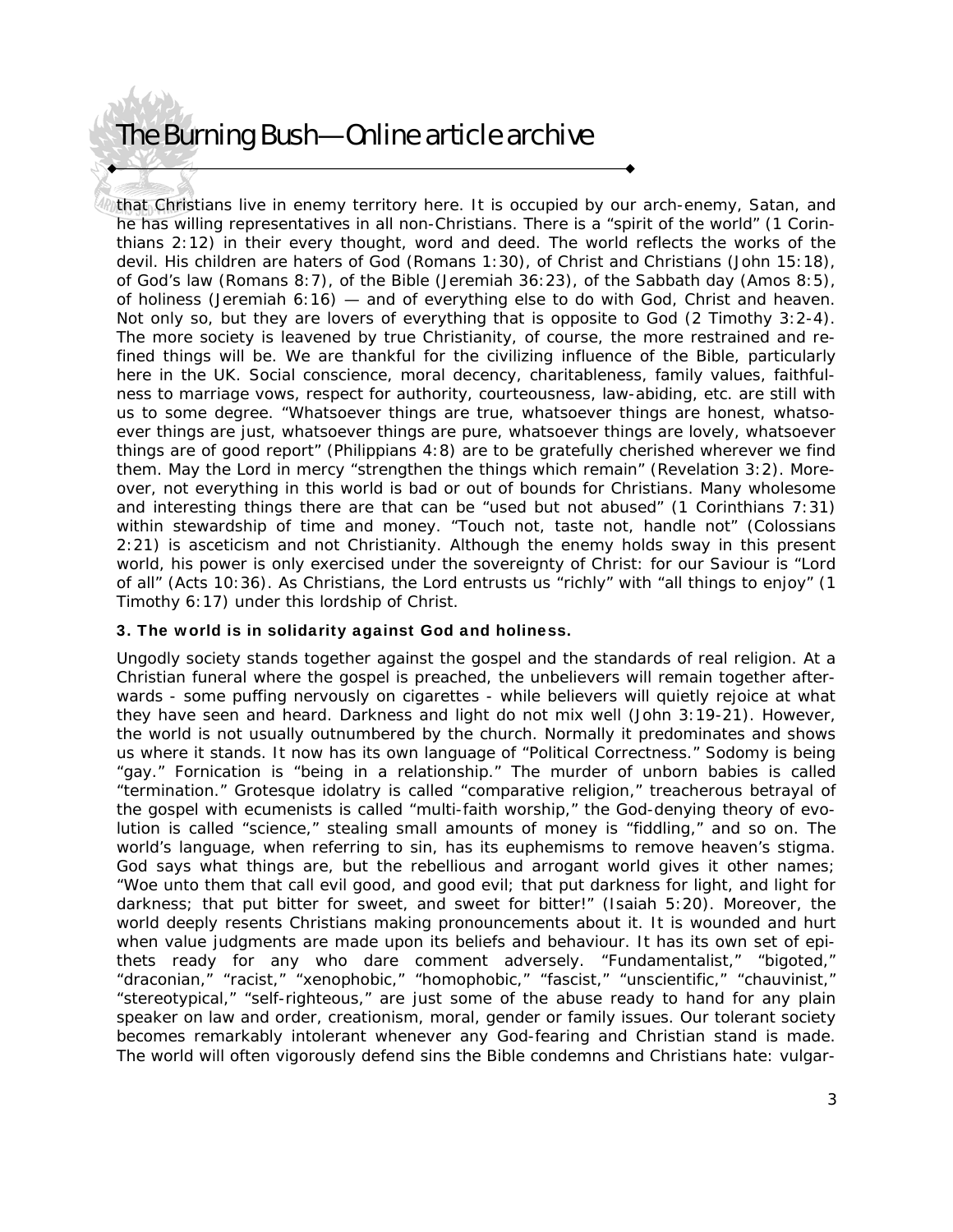that Christians live in enemy territory here. It is occupied by our arch-enemy, Satan, and he has willing representatives in all non-Christians. There is a "spirit of the world" (1 Corinthians 2:12) in their every thought, word and deed. The world reflects the works of the devil. His children are haters of God (Romans 1:30), of Christ and Christians (John 15:18), of God's law (Romans 8:7), of the Bible (Jeremiah 36:23), of the Sabbath day (Amos 8:5), of holiness (Jeremiah 6:16) — and of everything else to do with God, Christ and heaven. Not only so, but they are lovers of everything that is opposite to God (2 Timothy 3:2-4). The more society is leavened by true Christianity, of course, the more restrained and refined things will be. We are thankful for the civilizing influence of the Bible, particularly here in the UK. Social conscience, moral decency, charitableness, family values, faithfulness to marriage vows, respect for authority, courteousness, law-abiding, etc. are still with us to some degree. "Whatsoever things are true, whatsoever things are honest, whatsoever things are just, whatsoever things are pure, whatsoever things are lovely, whatsoever things are of good report" (Philippians 4:8) are to be gratefully cherished wherever we find them. May the Lord in mercy "strengthen the things which remain" (Revelation 3:2). Moreover, not everything in this world is bad or out of bounds for Christians. Many wholesome and interesting things there are that can be "used but not abused" (1 Corinthians 7:31) within stewardship of time and money. "Touch not, taste not, handle not" (Colossians 2:21) is asceticism and not Christianity. Although the enemy holds sway in this present world, his power is only exercised under the sovereignty of Christ: for our Saviour is "Lord of all" (Acts 10:36). As Christians, the Lord entrusts us "richly" with "all things to enjoy" (1 Timothy 6:17) under this lordship of Christ.

**3. The world is in solidarity against God and holiness.**

Ungodly society stands together against the gospel and the standards of real religion. At a Christian funeral where the gospel is preached, the unbelievers will remain together afterwards - some puffing nervously on cigarettes - while believers will quietly rejoice at what they have seen and heard. Darkness and light do not mix well (John 3:19-21). However, the world is not usually outnumbered by the church. Normally it predominates and shows us where it stands. It now has its own language of "Political Correctness." Sodomy is being "gay." Fornication is "being in a relationship." The murder of unborn babies is called "termination." Grotesque idolatry is called "comparative religion," treacherous betrayal of the gospel with ecumenists is called "multi-faith worship," the God-denying theory of evolution is called "science," stealing small amounts of money is "fiddling," and so on. The world's language, when referring to sin, has its euphemisms to remove heaven's stigma. God says what things are, but the rebellious and arrogant world gives it other names; "Woe unto them that call evil good, and good evil; that put darkness for light, and light for darkness; that put bitter for sweet, and sweet for bitter!" (Isaiah 5:20). Moreover, the world deeply resents Christians making pronouncements about it. It is wounded and hurt when value judgments are made upon its beliefs and behaviour. It has its own set of epithets ready for any who dare comment adversely. "Fundamentalist," "bigoted," "draconian," "racist," "xenophobic," "homophobic," "fascist," "unscientific," "chauvinist," "stereotypical," "self-righteous," are just some of the abuse ready to hand for any plain speaker on law and order, creationism, moral, gender or family issues. Our tolerant society becomes remarkably intolerant whenever any God-fearing and Christian stand is made. The world will often vigorously defend sins the Bible condemns and Christians hate: vulgar-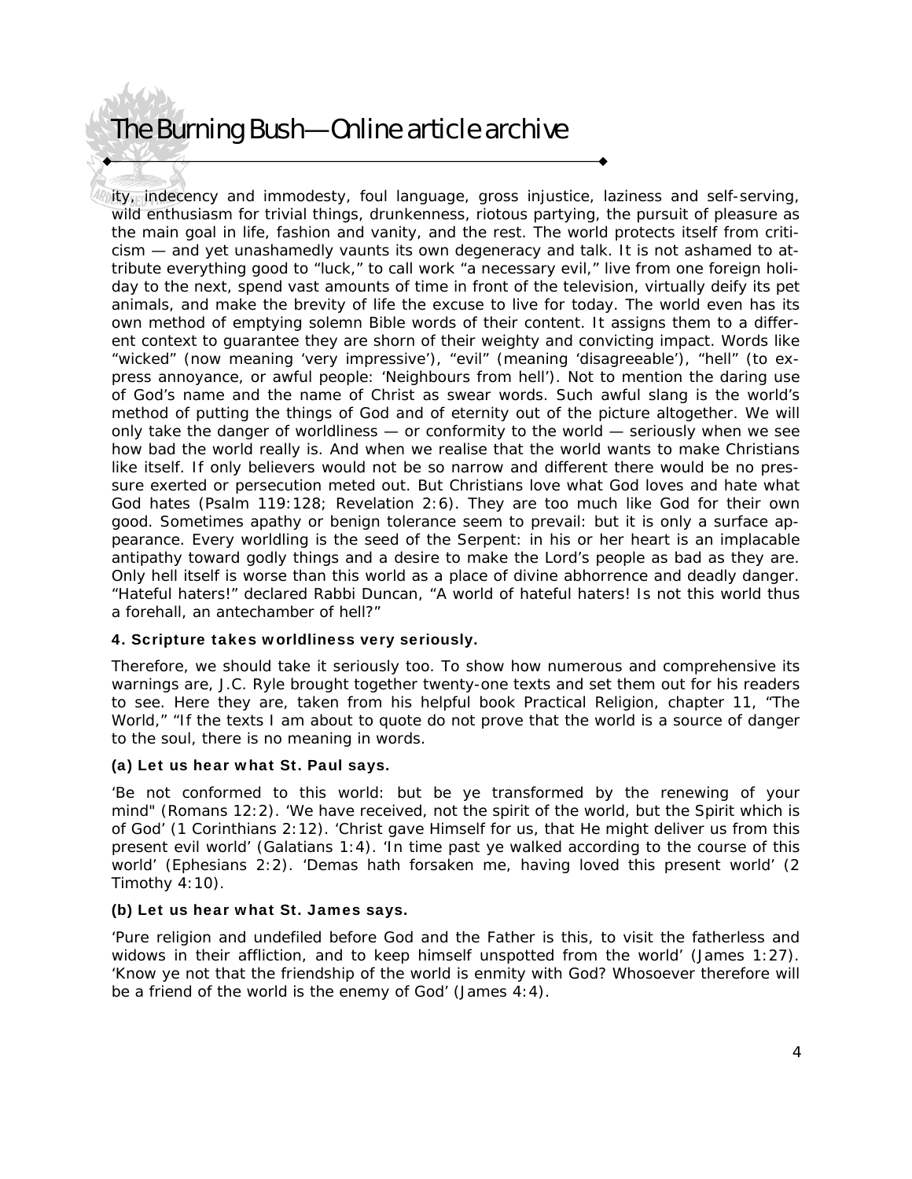ity, indecency and immodesty, foul language, gross injustice, laziness and self-serving, wild enthusiasm for trivial things, drunkenness, riotous partying, the pursuit of pleasure as the main goal in life, fashion and vanity, and the rest. The world protects itself from criticism — and yet unashamedly vaunts its own degeneracy and talk. It is not ashamed to attribute everything good to "luck," to call work "a necessary evil," live from one foreign holiday to the next, spend vast amounts of time in front of the television, virtually deify its pet animals, and make the brevity of life the excuse to live for today. The world even has its own method of emptying solemn Bible words of their content. It assigns them to a different context to guarantee they are shorn of their weighty and convicting impact. Words like "wicked" (now meaning 'very impressive'), "evil" (meaning 'disagreeable'), "hell" (to express annoyance, or awful people: 'Neighbours from hell'). Not to mention the daring use of God's name and the name of Christ as swear words. Such awful slang is the world's method of putting the things of God and of eternity out of the picture altogether. We will only take the danger of worldliness — or conformity to the world — seriously when we see how bad the world really is. And when we realise that the world wants to make Christians like itself. If only believers would not be so narrow and different there would be no pressure exerted or persecution meted out. But Christians love what God loves and hate what God hates (Psalm 119:128; Revelation 2:6). They are too much like God for their own good. Sometimes apathy or benign tolerance seem to prevail: but it is only a surface appearance. Every worldling is the seed of the Serpent: in his or her heart is an implacable antipathy toward godly things and a desire to make the Lord's people as bad as they are. Only hell itself is worse than this world as a place of divine abhorrence and deadly danger. "Hateful haters!" declared Rabbi Duncan, "A world of hateful haters! Is not this world thus a forehall, an antechamber of hell?"

#### 4. Scripture takes worldliness very seriously.

Therefore, we should take it seriously too. To show how numerous and comprehensive its warnings are, J.C. Ryle brought together twenty-one texts and set them out for his readers to see. Here they are, taken from his helpful book Practical Religion, chapter 11, "The World," "If the texts I am about to quote do not prove that the world is a source of danger to the soul, there is no meaning in words.

#### (a) Let us hear what St. Paul says.

'Be not conformed to this world: but be ye transformed by the renewing of your mind" (Romans 12:2). 'We have received, not the spirit of the world, but the Spirit which is of God' (1 Corinthians 2:12). 'Christ gave Himself for us, that He might deliver us from this present evil world' (Galatians 1:4). 'In time past ye walked according to the course of this world' (Ephesians 2:2). 'Demas hath forsaken me, having loved this present world' (2 Timothy 4:10).

#### (b) Let us hear what St. James says.

'Pure religion and undefiled before God and the Father is this, to visit the fatherless and widows in their affliction, and to keep himself unspotted from the world' (James 1:27). 'Know ye not that the friendship of the world is enmity with God? Whosoever therefore will be a friend of the world is the enemy of God' (James 4:4).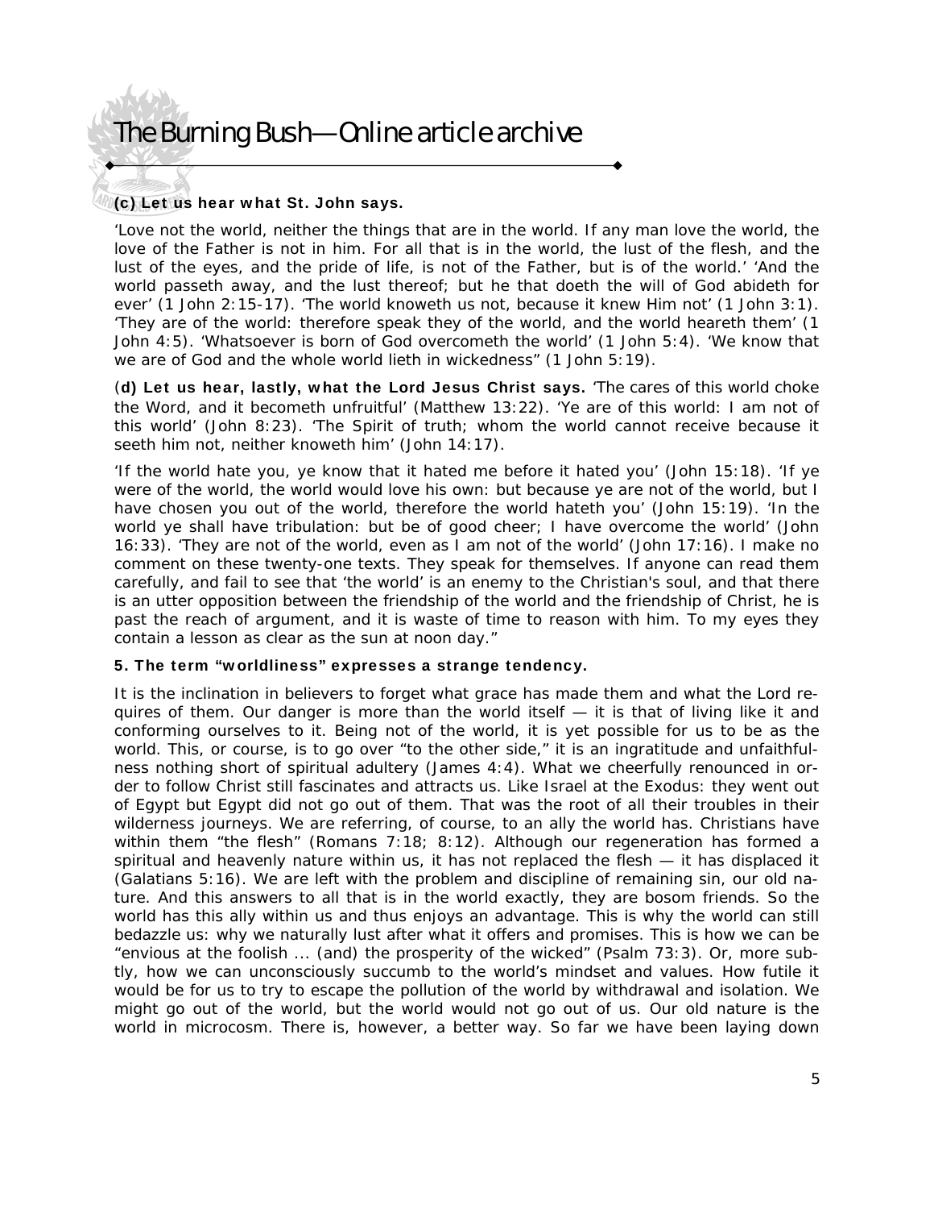**(c) Let us hear what St. John says.**

'Love not the world, neither the things that are in the world. If any man love the world, the love of the Father is not in him. For all that is in the world, the lust of the flesh, and the lust of the eyes, and the pride of life, is not of the Father, but is of the world.' 'And the world passeth away, and the lust thereof; but he that doeth the will of God abideth for ever' (1 John 2:15-17). 'The world knoweth us not, because it knew Him not' (1 John 3:1). 'They are of the world: therefore speak they of the world, and the world heareth them' (1 John 4:5). 'Whatsoever is born of God overcometh the world' (1 John 5:4). 'We know that we are of God and the whole world lieth in wickedness" (1 John 5:19).

(**d) Let us hear, lastly, what the Lord Jesus Christ says.** 'The cares of this world choke the Word, and it becometh unfruitful' (Matthew 13:22). 'Ye are of this world: I am not of this world' (John 8:23). 'The Spirit of truth; whom the world cannot receive because it seeth him not, neither knoweth him' (John 14:17).

'If the world hate you, ye know that it hated me before it hated you' (John 15:18). 'If ye were of the world, the world would love his own: but because ye are not of the world, but I have chosen you out of the world, therefore the world hateth you' (John 15:19). 'In the world ye shall have tribulation: but be of good cheer; I have overcome the world' (John 16:33). 'They are not of the world, even as I am not of the world' (John 17:16). I make no comment on these twenty-one texts. They speak for themselves. If anyone can read them carefully, and fail to see that 'the world' is an enemy to the Christian's soul, and that there is an utter opposition between the friendship of the world and the friendship of Christ, he is past the reach of argument, and it is waste of time to reason with him. To my eyes they contain a lesson as clear as the sun at noon day."

**5. The term "worldliness" expresses a strange tendency.**

It is the inclination in believers to forget what grace has made them and what the Lord requires of them. Our danger is more than the world itself — it is that of living like it and conforming ourselves to it. Being not of the world, it is yet possible for us to be as the world. This, or course, is to go over "to the other side," it is an ingratitude and unfaithfulness nothing short of spiritual adultery (James 4:4). What we cheerfully renounced in order to follow Christ still fascinates and attracts us. Like Israel at the Exodus: they went out of Egypt but Egypt did not go out of them. That was the root of all their troubles in their wilderness journeys. We are referring, of course, to an ally the world has. Christians have within them "the flesh" (Romans 7:18; 8:12). Although our regeneration has formed a spiritual and heavenly nature within us, it has not replaced the flesh — it has displaced it (Galatians 5:16). We are left with the problem and discipline of remaining sin, our old nature. And this answers to all that is in the world exactly, they are bosom friends. So the world has this ally within us and thus enjoys an advantage. This is why the world can still bedazzle us: why we naturally lust after what it offers and promises. This is how we can be "envious at the foolish ... (and) the prosperity of the wicked" (Psalm 73:3). Or, more subtly, how we can unconsciously succumb to the world's mindset and values. How futile it would be for us to try to escape the pollution of the world by withdrawal and isolation. We might go out of the world, but the world would not go out of us. Our old nature is the world in microcosm. There is, however, a better way. So far we have been laying down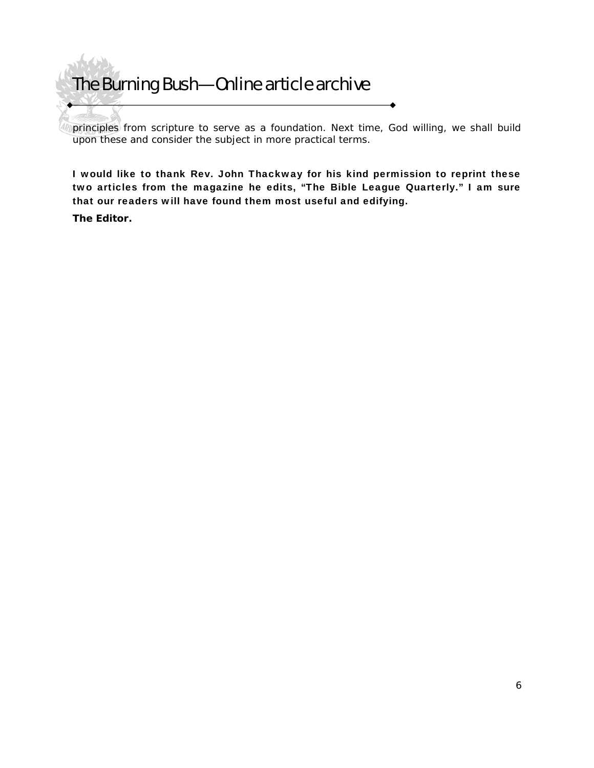principles from scripture to serve as a foundation. Next time, God willing, we shall build upon these and consider the subject in more practical terms.

**I would like to thank Rev. John Thackway for his kind permission to reprint these two articles from the magazine he edits, "The Bible League Quarterly." I am sure that our readers will have found them most useful and edifying.**

**The Editor.**